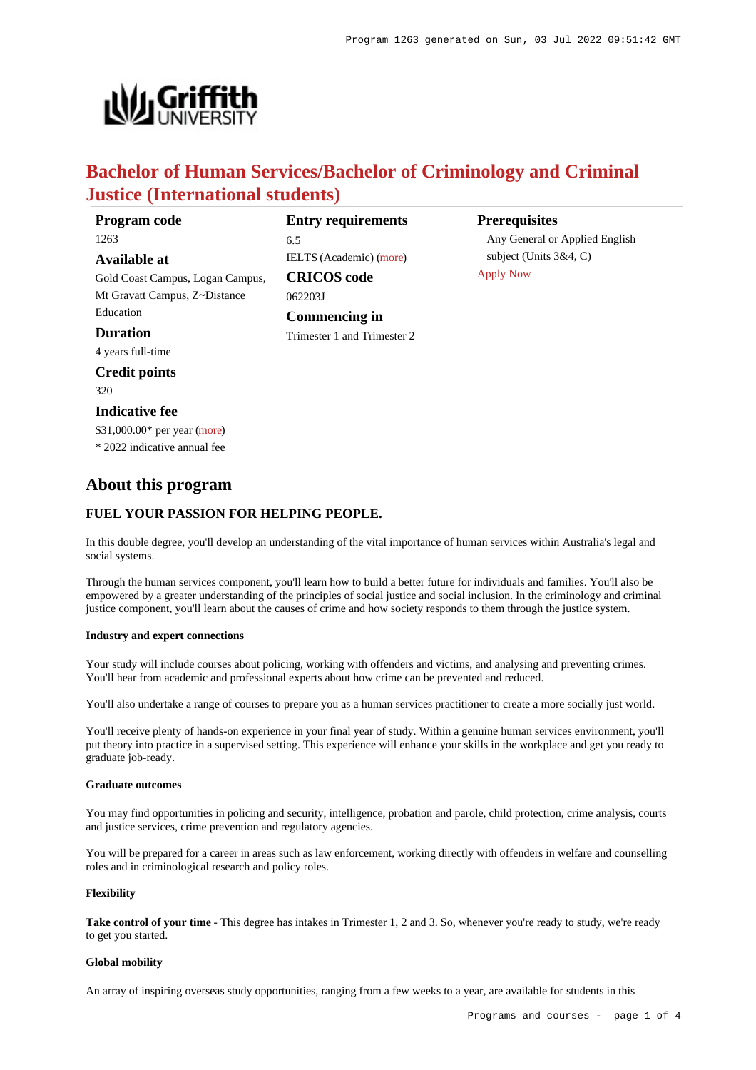# Bachelor of Human Services/Bachelor of Criminology and Criminal Justice (International students)

**Program code**
1263

**Available at**
Gold Coast Campus, Logan Campus, Mt Gravatt Campus, Z~Distance Education

**Duration**
4 years full-time

**Credit points**
320

**Indicative fee**
$31,000.00* per year (more)
* 2022 indicative annual fee

**Entry requirements**
6.5
IELTS (Academic) (more)

**CRICOS code**
062203J

**Commencing in**
Trimester 1 and Trimester 2

**Prerequisites**
Any General or Applied English subject (Units 3&4, C)

Apply Now

## About this program

### FUEL YOUR PASSION FOR HELPING PEOPLE.

In this double degree, you'll develop an understanding of the vital importance of human services within Australia's legal and social systems.

Through the human services component, you'll learn how to build a better future for individuals and families. You'll also be empowered by a greater understanding of the principles of social justice and social inclusion. In the criminology and criminal justice component, you'll learn about the causes of crime and how society responds to them through the justice system.

#### Industry and expert connections

Your study will include courses about policing, working with offenders and victims, and analysing and preventing crimes. You'll hear from academic and professional experts about how crime can be prevented and reduced.

You'll also undertake a range of courses to prepare you as a human services practitioner to create a more socially just world.

You'll receive plenty of hands-on experience in your final year of study. Within a genuine human services environment, you'll put theory into practice in a supervised setting. This experience will enhance your skills in the workplace and get you ready to graduate job-ready.

#### Graduate outcomes

You may find opportunities in policing and security, intelligence, probation and parole, child protection, crime analysis, courts and justice services, crime prevention and regulatory agencies.

You will be prepared for a career in areas such as law enforcement, working directly with offenders in welfare and counselling roles and in criminological research and policy roles.

#### Flexibility

**Take control of your time** - This degree has intakes in Trimester 1, 2 and 3. So, whenever you're ready to study, we're ready to get you started.

#### Global mobility

An array of inspiring overseas study opportunities, ranging from a few weeks to a year, are available for students in this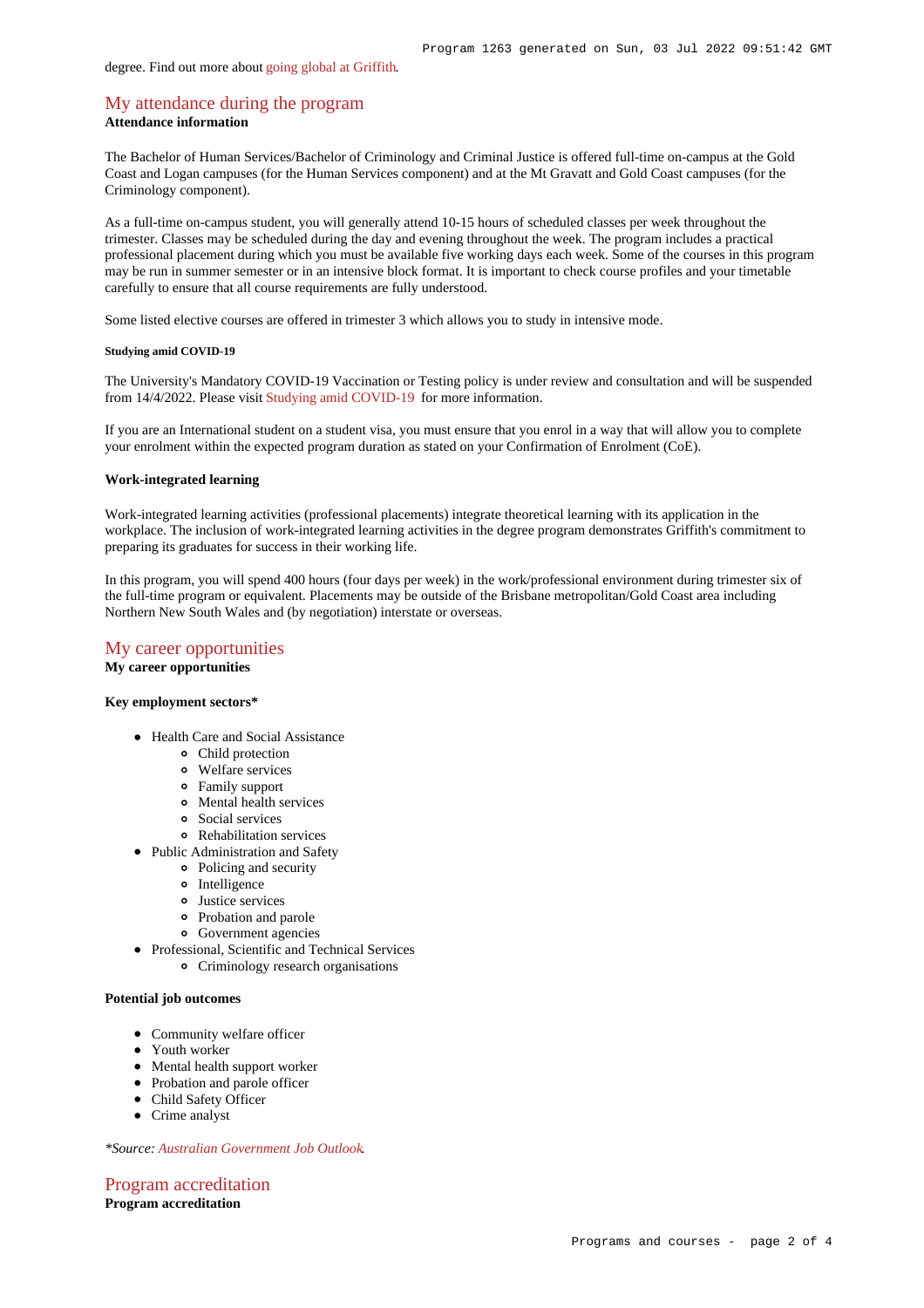degree. Find out more about going global at Griffith.

## My attendance during the program

**Attendance information**

The Bachelor of Human Services/Bachelor of Criminology and Criminal Justice is offered full-time on-campus at the Gold Coast and Logan campuses (for the Human Services component) and at the Mt Gravatt and Gold Coast campuses (for the Criminology component).

As a full-time on-campus student, you will generally attend 10-15 hours of scheduled classes per week throughout the trimester. Classes may be scheduled during the day and evening throughout the week. The program includes a practical professional placement during which you must be available five working days each week. Some of the courses in this program may be run in summer semester or in an intensive block format. It is important to check course profiles and your timetable carefully to ensure that all course requirements are fully understood.

Some listed elective courses are offered in trimester 3 which allows you to study in intensive mode.

###### Studying amid COVID-19

The University's Mandatory COVID-19 Vaccination or Testing policy is under review and consultation and will be suspended from 14/4/2022. Please visit Studying amid COVID-19 for more information.

If you are an International student on a student visa, you must ensure that you enrol in a way that will allow you to complete your enrolment within the expected program duration as stated on your Confirmation of Enrolment (CoE).

**Work-integrated learning**

Work-integrated learning activities (professional placements) integrate theoretical learning with its application in the workplace. The inclusion of work-integrated learning activities in the degree program demonstrates Griffith's commitment to preparing its graduates for success in their working life.

In this program, you will spend 400 hours (four days per week) in the work/professional environment during trimester six of the full-time program or equivalent. Placements may be outside of the Brisbane metropolitan/Gold Coast area including Northern New South Wales and (by negotiation) interstate or overseas.

## My career opportunities

**My career opportunities**

**Key employment sectors***

- Health Care and Social Assistance
  - Child protection
  - Welfare services
  - Family support
  - Mental health services
  - Social services
  - Rehabilitation services
- Public Administration and Safety
  - Policing and security
  - Intelligence
  - Justice services
  - Probation and parole
  - Government agencies
- Professional, Scientific and Technical Services
  - Criminology research organisations

**Potential job outcomes**

- Community welfare officer
- Youth worker
- Mental health support worker
- Probation and parole officer
- Child Safety Officer
- Crime analyst

*\*Source: Australian Government Job Outlook.*

## Program accreditation

**Program accreditation**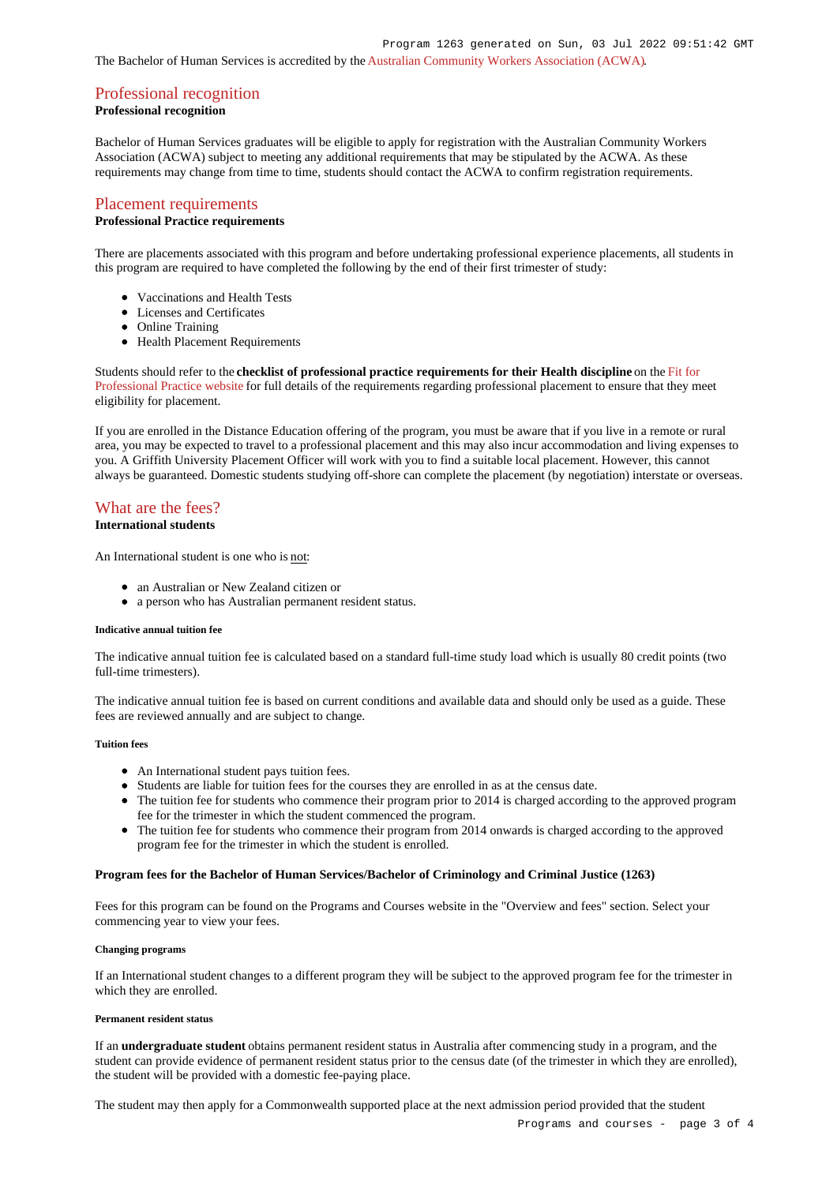The Bachelor of Human Services is accredited by the Australian Community Workers Association (ACWA).

## Professional recognition

**Professional recognition**

Bachelor of Human Services graduates will be eligible to apply for registration with the Australian Community Workers Association (ACWA) subject to meeting any additional requirements that may be stipulated by the ACWA. As these requirements may change from time to time, students should contact the ACWA to confirm registration requirements.

## Placement requirements

**Professional Practice requirements**

There are placements associated with this program and before undertaking professional experience placements, all students in this program are required to have completed the following by the end of their first trimester of study:

- Vaccinations and Health Tests
- Licenses and Certificates
- Online Training
- Health Placement Requirements

Students should refer to the **checklist of professional practice requirements for their Health discipline** on the Fit for Professional Practice website for full details of the requirements regarding professional placement to ensure that they meet eligibility for placement.

If you are enrolled in the Distance Education offering of the program, you must be aware that if you live in a remote or rural area, you may be expected to travel to a professional placement and this may also incur accommodation and living expenses to you. A Griffith University Placement Officer will work with you to find a suitable local placement. However, this cannot always be guaranteed. Domestic students studying off-shore can complete the placement (by negotiation) interstate or overseas.

## What are the fees?

**International students**

An International student is one who is not:

- an Australian or New Zealand citizen or
- a person who has Australian permanent resident status.

###### Indicative annual tuition fee

The indicative annual tuition fee is calculated based on a standard full-time study load which is usually 80 credit points (two full-time trimesters).

The indicative annual tuition fee is based on current conditions and available data and should only be used as a guide. These fees are reviewed annually and are subject to change.

###### Tuition fees

- An International student pays tuition fees.
- Students are liable for tuition fees for the courses they are enrolled in as at the census date.
- The tuition fee for students who commence their program prior to 2014 is charged according to the approved program fee for the trimester in which the student commenced the program.
- The tuition fee for students who commence their program from 2014 onwards is charged according to the approved program fee for the trimester in which the student is enrolled.

**Program fees for the Bachelor of Human Services/Bachelor of Criminology and Criminal Justice (1263)**

Fees for this program can be found on the Programs and Courses website in the "Overview and fees" section. Select your commencing year to view your fees.

###### Changing programs

If an International student changes to a different program they will be subject to the approved program fee for the trimester in which they are enrolled.

###### Permanent resident status

If an **undergraduate student** obtains permanent resident status in Australia after commencing study in a program, and the student can provide evidence of permanent resident status prior to the census date (of the trimester in which they are enrolled), the student will be provided with a domestic fee-paying place.

The student may then apply for a Commonwealth supported place at the next admission period provided that the student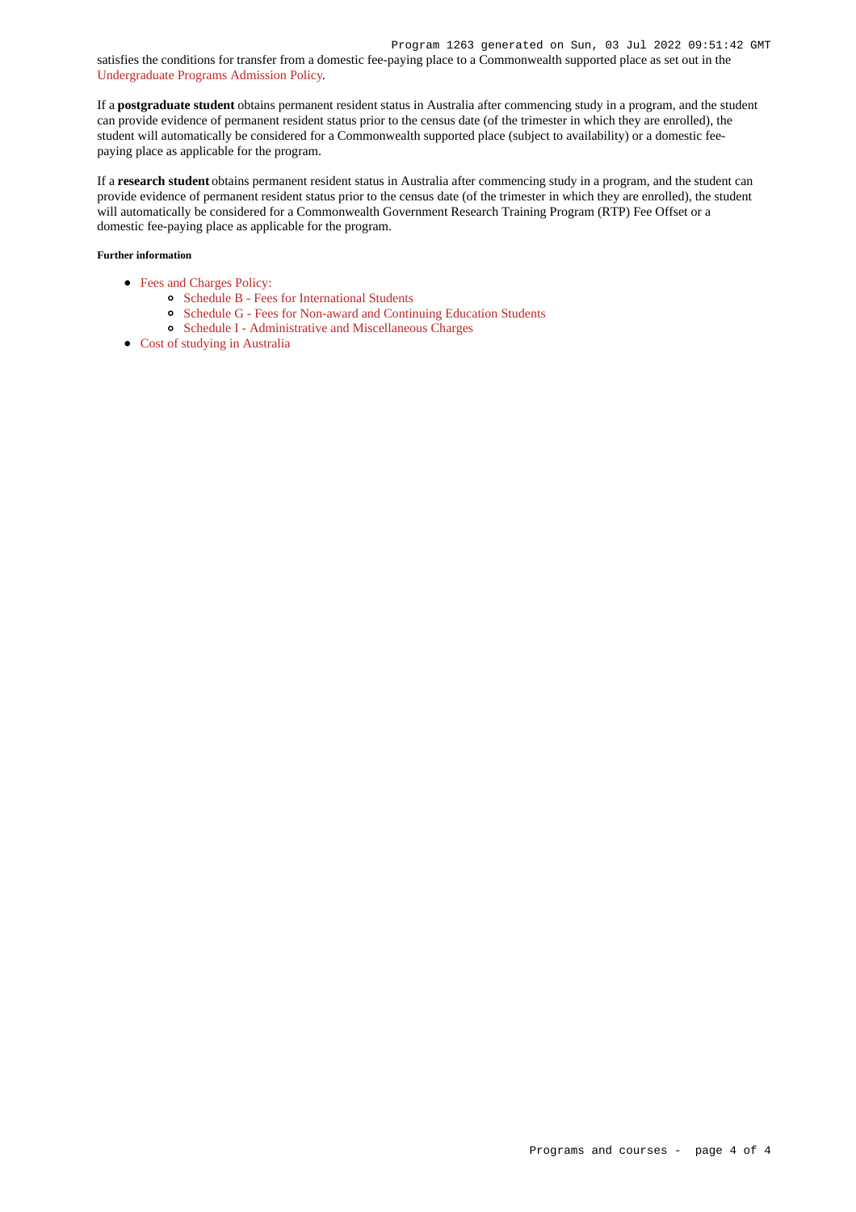satisfies the conditions for transfer from a domestic fee-paying place to a Commonwealth supported place as set out in the Undergraduate Programs Admission Policy.

If a **postgraduate student** obtains permanent resident status in Australia after commencing study in a program, and the student can provide evidence of permanent resident status prior to the census date (of the trimester in which they are enrolled), the student will automatically be considered for a Commonwealth supported place (subject to availability) or a domestic fee-paying place as applicable for the program.

If a **research student** obtains permanent resident status in Australia after commencing study in a program, and the student can provide evidence of permanent resident status prior to the census date (of the trimester in which they are enrolled), the student will automatically be considered for a Commonwealth Government Research Training Program (RTP) Fee Offset or a domestic fee-paying place as applicable for the program.

##### Further information

- Fees and Charges Policy:
  - Schedule B - Fees for International Students
  - Schedule G - Fees for Non-award and Continuing Education Students
  - Schedule I - Administrative and Miscellaneous Charges
- Cost of studying in Australia